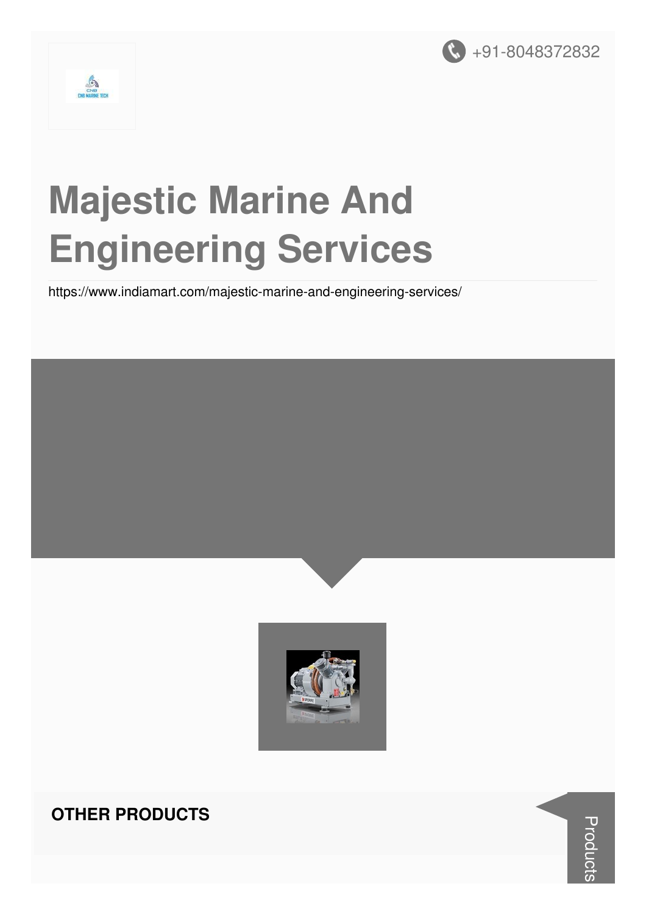+91-8048372832

# Majestic Marine And Engineering Services

https://www.indiamart.com/majestic-marine-and-engineering-services/

## OTHER PRODUCTS

Products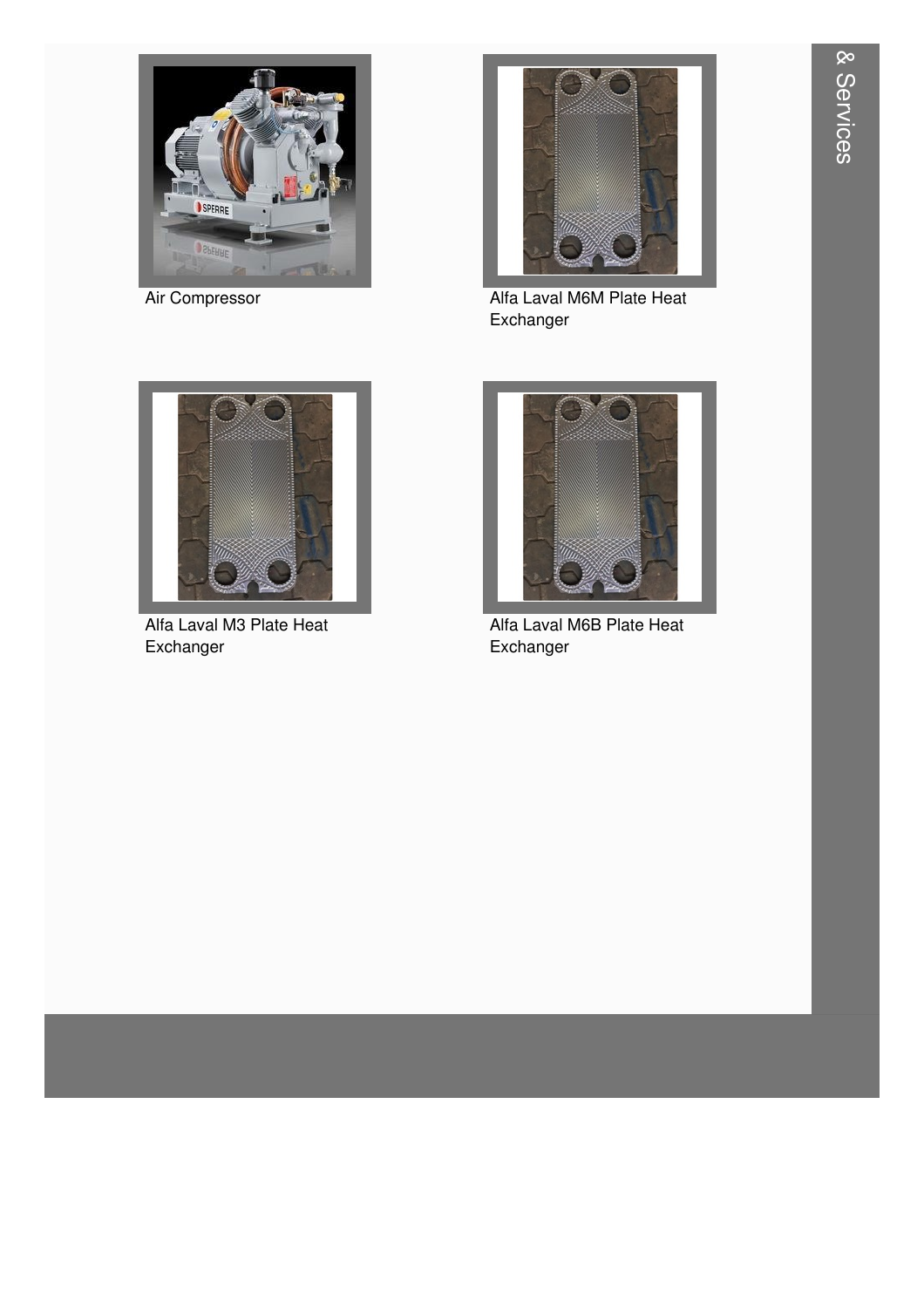Air Compressor

Alfa Laval M6M Plate Heat Exchanger

Alfa Laval M3 Plate Heat Exchanger

Alfa Laval M6B Plate Heat Exchanger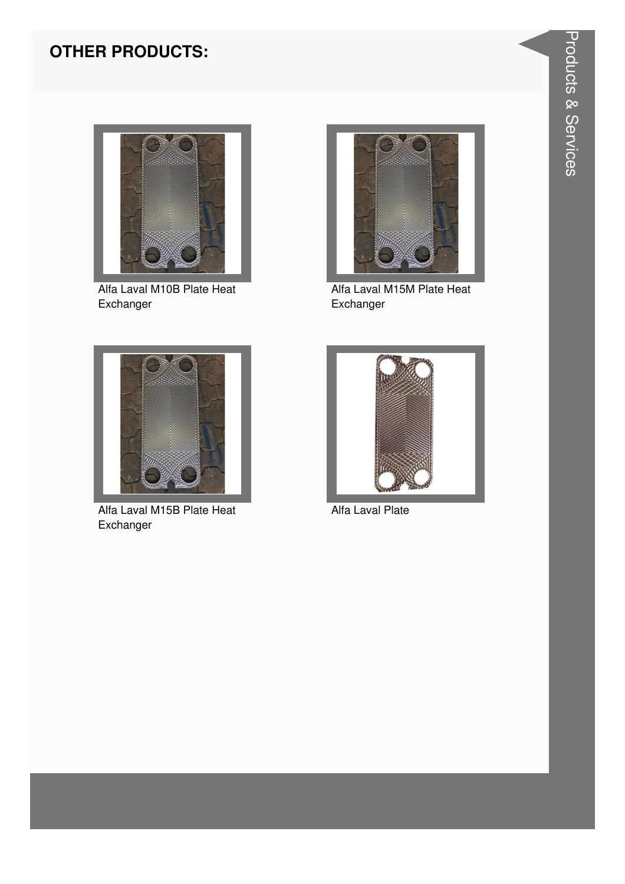## OTHER PRODUCTS:

Alfa Laval M10B Plate Heat Exchanger

Alfa Laval M15M Plate Heat Exchanger

Alfa Laval M15B Plate Heat Exchanger

Alfa Laval Plate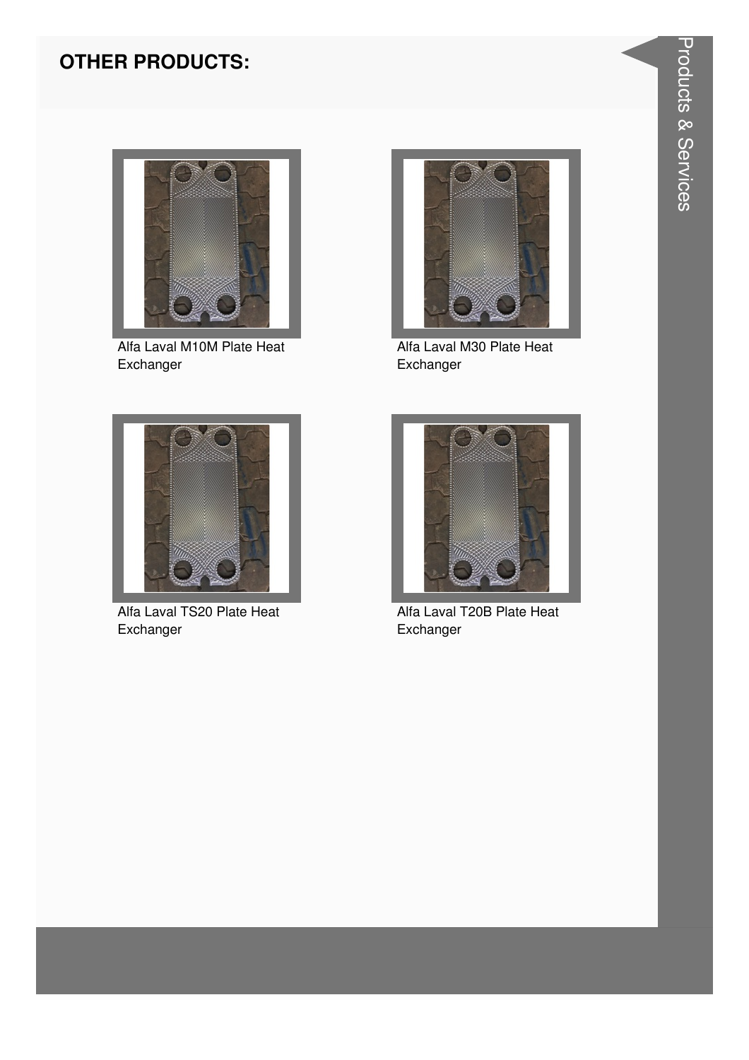## OTHER PRODUCTS:

Alfa Laval M10M Plate Heat Exchanger

Alfa Laval M30 Plate Heat Exchanger

Alfa Laval TS20 Plate Heat Exchanger

Alfa Laval T20B Plate Heat Exchanger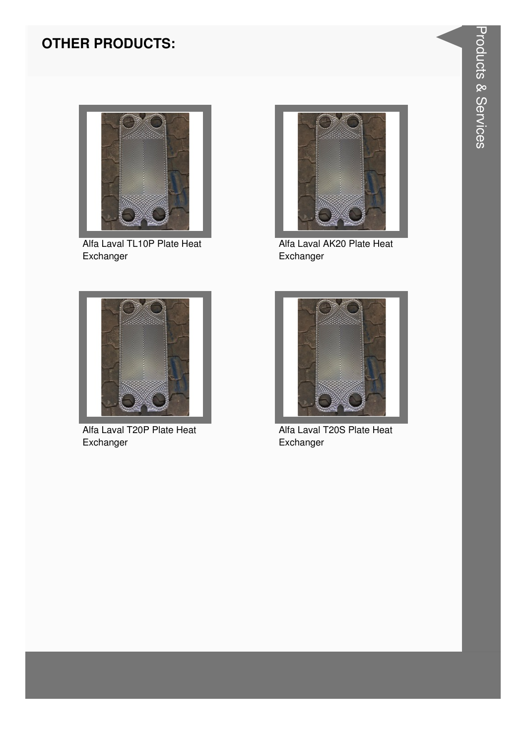## OTHER PRODUCTS:

Alfa Laval TL10P Plate Heat Exchanger

Alfa Laval AK20 Plate Heat Exchanger

Alfa Laval T20P Plate Heat Exchanger

Alfa Laval T20S Plate Heat Exchanger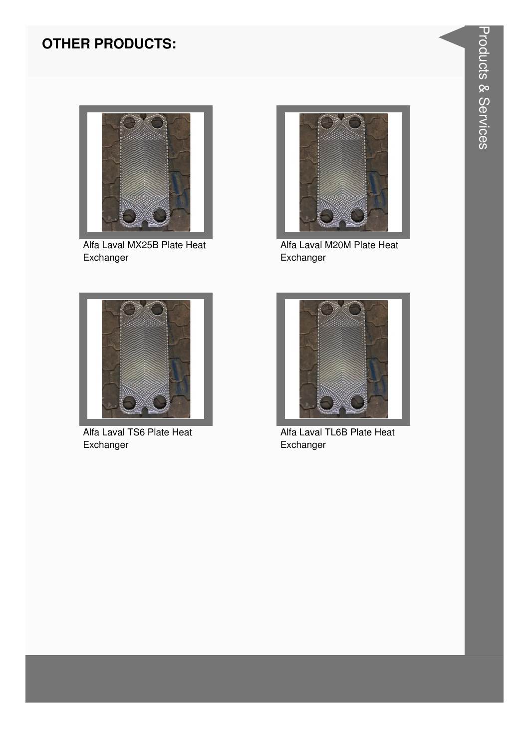## OTHER PRODUCTS:

Alfa Laval MX25B Plate Heat Exchanger

Alfa Laval M20M Plate Heat Exchanger

Alfa Laval TS6 Plate Heat Exchanger

Alfa Laval TL6B Plate Heat Exchanger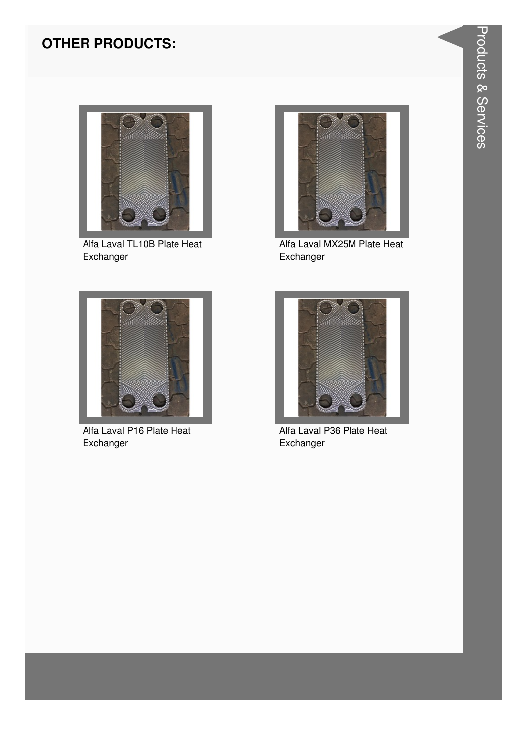## OTHER PRODUCTS:

Alfa Laval TL10B Plate Heat Exchanger

Alfa Laval MX25M Plate Heat Exchanger

Alfa Laval P16 Plate Heat Exchanger

Alfa Laval P36 Plate Heat Exchanger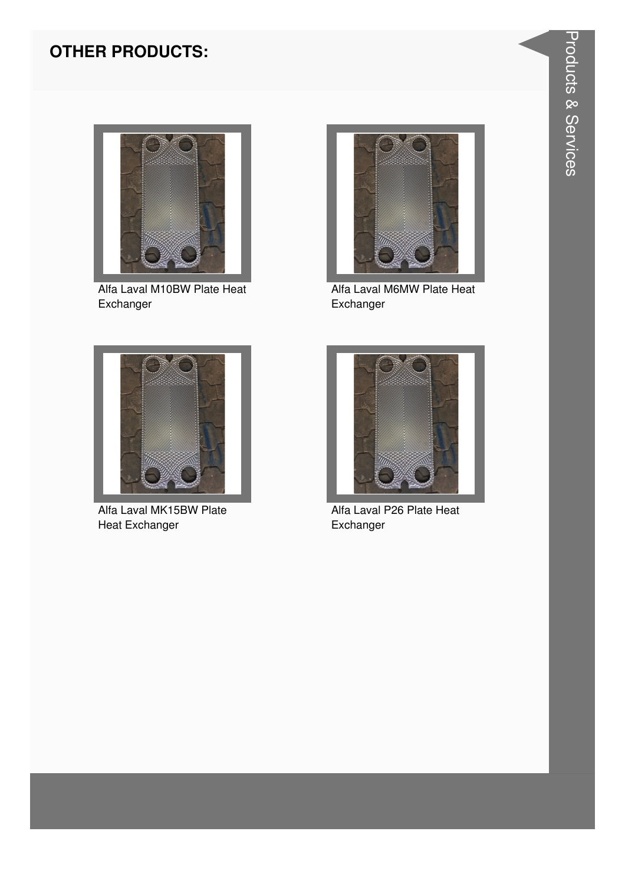## OTHER PRODUCTS:

Alfa Laval M10BW Plate Heat Exchanger

Alfa Laval M6MW Plate Heat Exchanger

Alfa Laval MK15BW Plate Heat Exchanger

Alfa Laval P26 Plate Heat Exchanger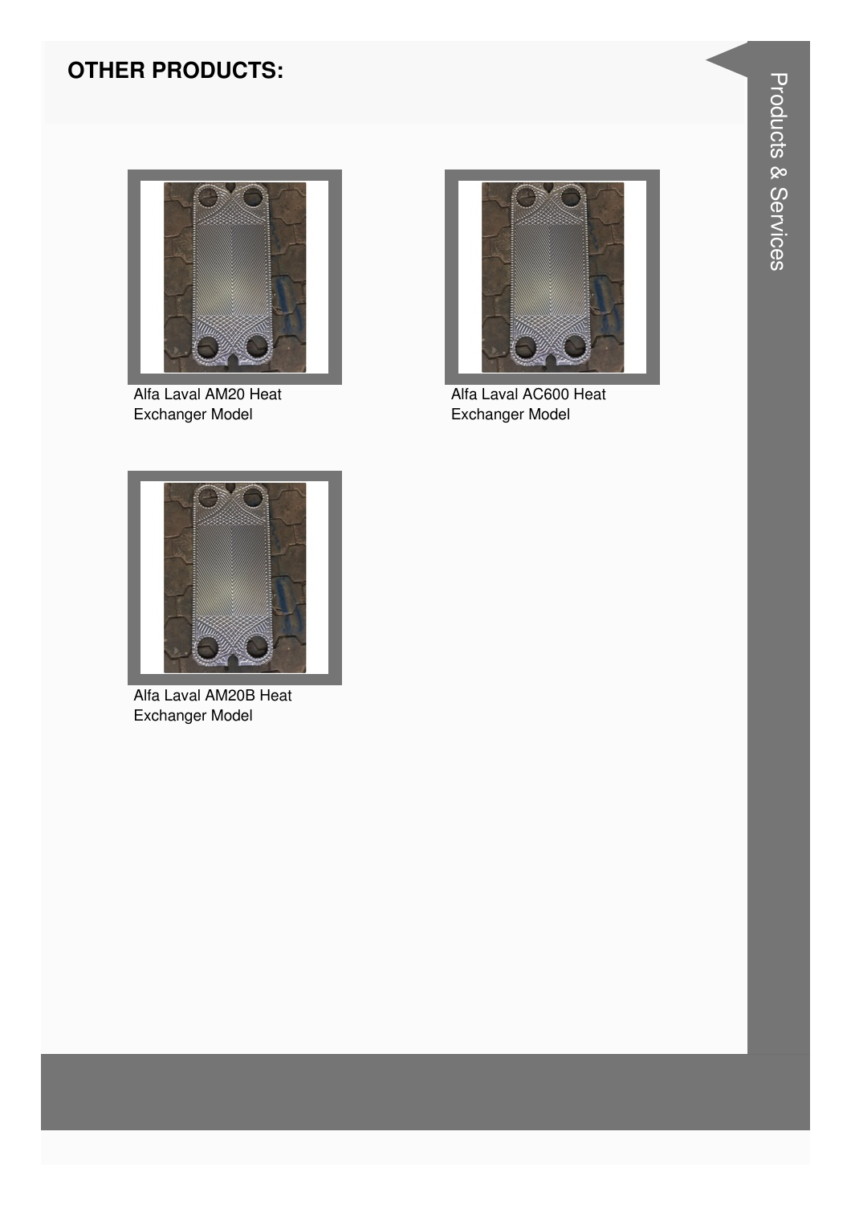## OTHER PRODUCTS:

Alfa Laval AM20 Heat Exchanger Model

Alfa Laval AC600 Heat Exchanger Model

Alfa Laval AM20B Heat Exchanger Model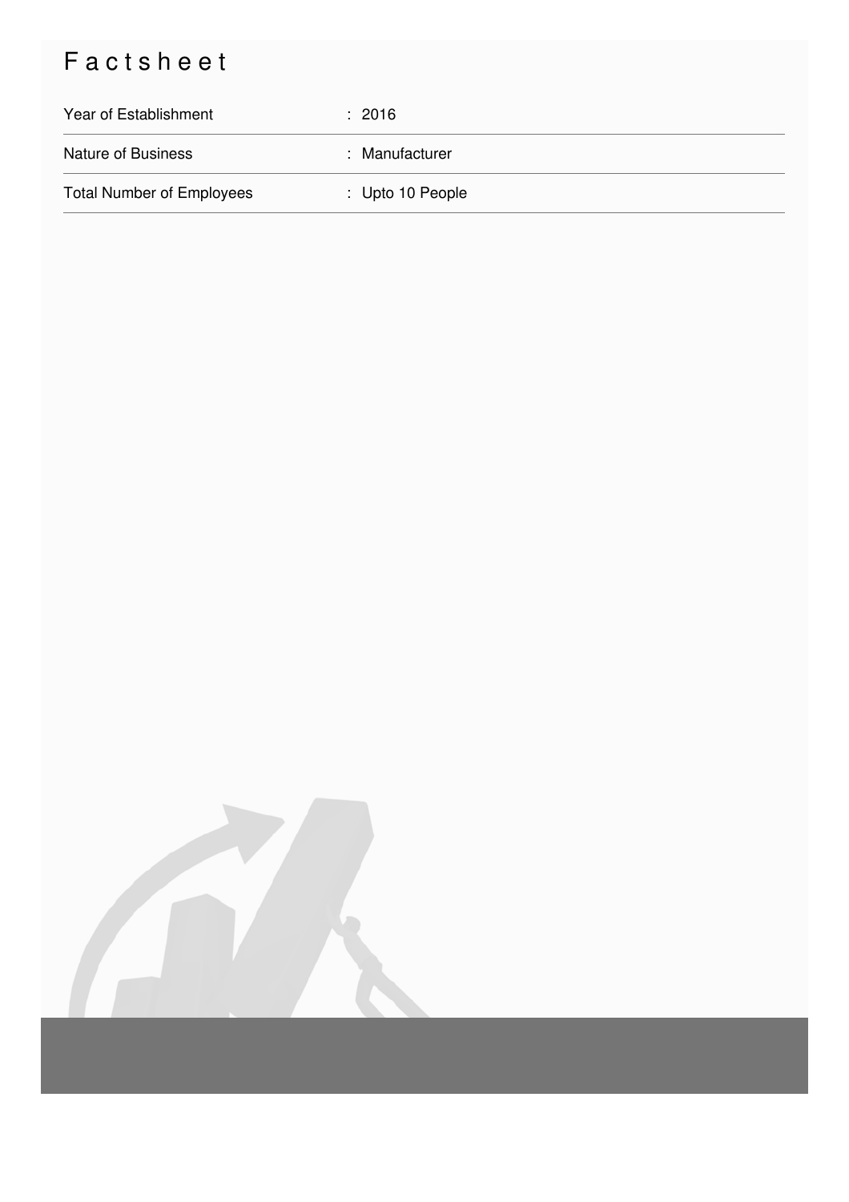# Factsheet

| | |
|---|---|
| Year of Establishment | : 2016 |
| Nature of Business | : Manufacturer |
| Total Number of Employees | : Upto 10 People |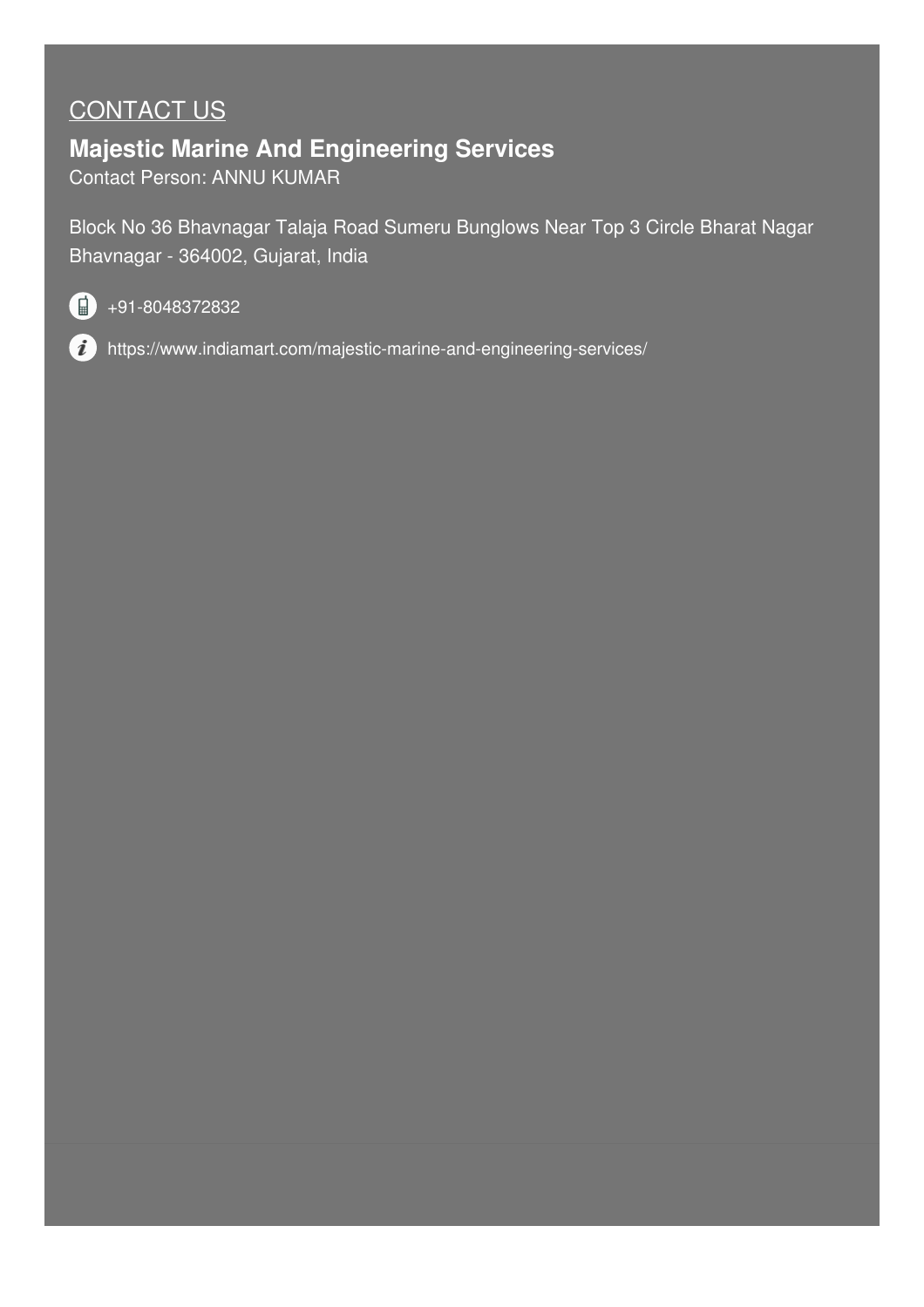## CONTACT US

### Majestic Marine And Engineering Services

Contact Person: ANNU KUMAR

Block No 36 Bhavnagar Talaja Road Sumeru Bunglows Near Top 3 Circle Bharat Nagar
Bhavnagar - 364002, Gujarat, India

+91-8048372832

https://www.indiamart.com/majestic-marine-and-engineering-services/